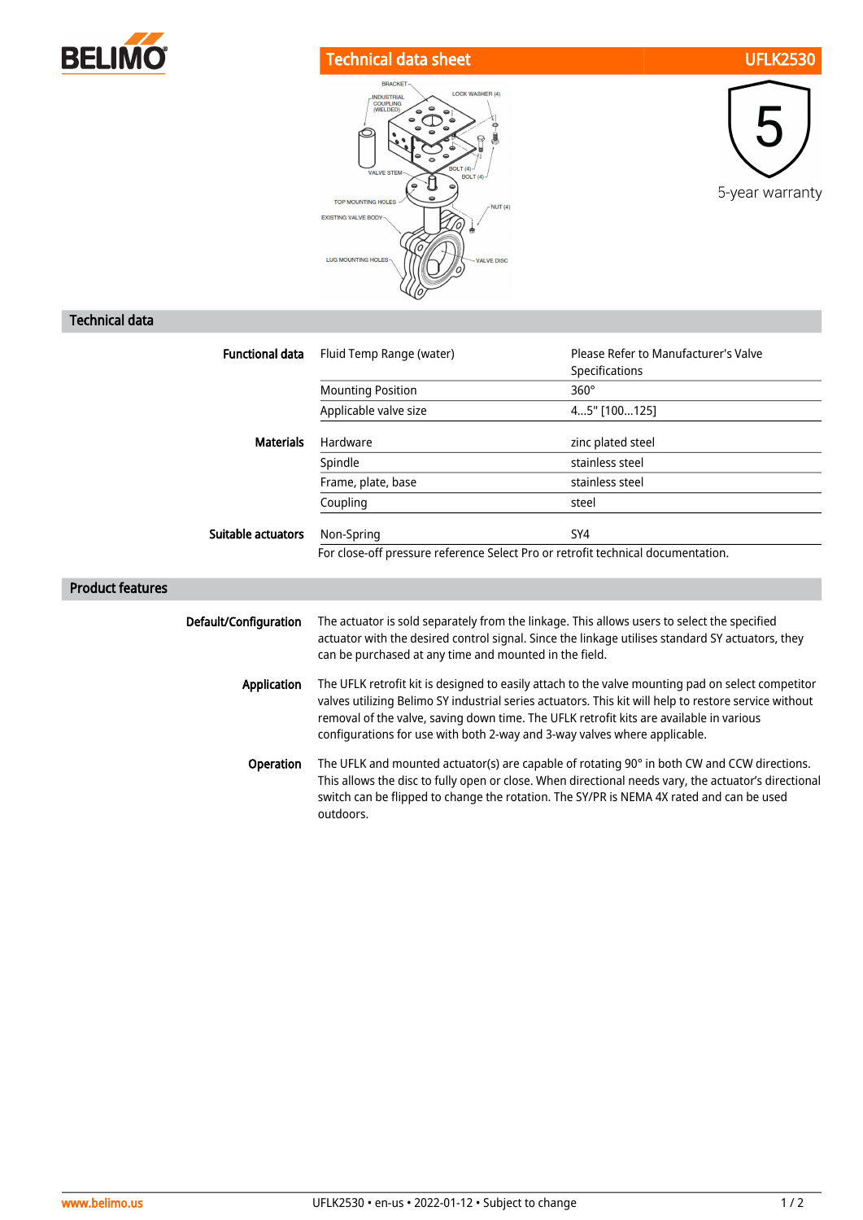# Technical data sheet UFLK2530

5-year warranty

## Technical data

| | | |
|---|---|---|
| **Functional data** | Fluid Temp Range (water) | Please Refer to Manufacturer's Valve Specifications |
| | Mounting Position | 360° |
| | Applicable valve size | 4...5" [100...125] |
| **Materials** | Hardware | zinc plated steel |
| | Spindle | stainless steel |
| | Frame, plate, base | stainless steel |
| | Coupling | steel |
| **Suitable actuators** | Non-Spring | SY4 |

For close-off pressure reference Select Pro or retrofit technical documentation.

## Product features

**Default/Configuration**

The actuator is sold separately from the linkage. This allows users to select the specified actuator with the desired control signal. Since the linkage utilises standard SY actuators, they can be purchased at any time and mounted in the field.

**Application**

The UFLK retrofit kit is designed to easily attach to the valve mounting pad on select competitor valves utilizing Belimo SY industrial series actuators. This kit will help to restore service without removal of the valve, saving down time. The UFLK retrofit kits are available in various configurations for use with both 2-way and 3-way valves where applicable.

**Operation**

The UFLK and mounted actuator(s) are capable of rotating 90° in both CW and CCW directions. This allows the disc to fully open or close. When directional needs vary, the actuator's directional switch can be flipped to change the rotation. The SY/PR is NEMA 4X rated and can be used outdoors.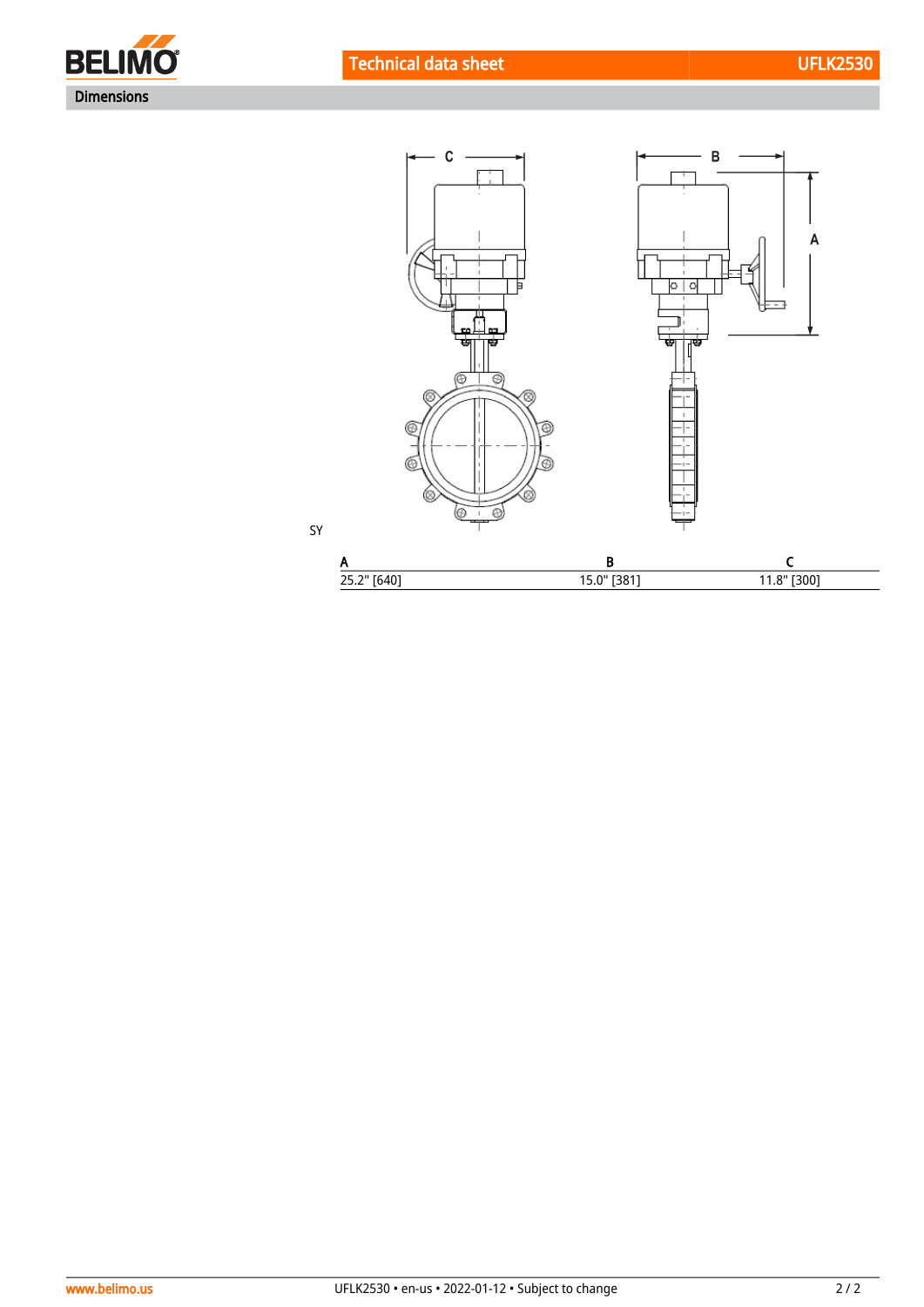## Dimensions

SY

| A | B | C |
|---|---|---|
| 25.2" [640] | 15.0" [381] | 11.8" [300] |